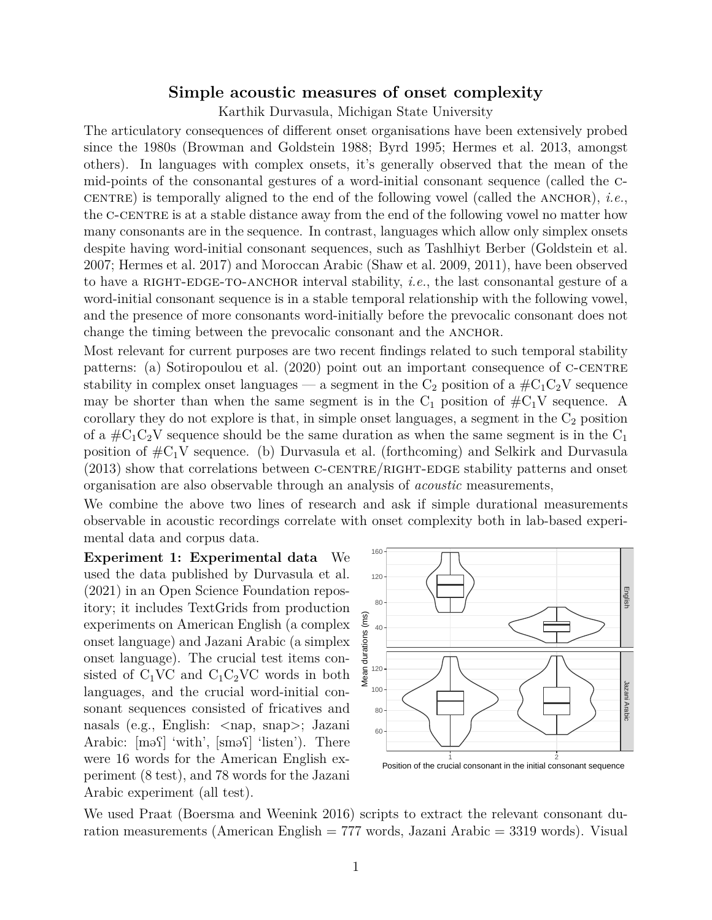# Simple acoustic measures of onset complexity

Karthik Durvasula, Michigan State University

The articulatory consequences of different onset organisations have been extensively probed since the 1980s (Browman and Goldstein 1988; Byrd 1995; Hermes et al. 2013, amongst others). In languages with complex onsets, it's generally observed that the mean of the mid-points of the consonantal gestures of a word-initial consonant sequence (called the C-CENTRE) is temporally aligned to the end of the following vowel (called the ANCHOR), *i.e.*, the C-CENTRE is at a stable distance away from the end of the following vowel no matter how many consonants are in the sequence. In contrast, languages which allow only simplex onsets despite having word-initial consonant sequences, such as Tashlhiyt Berber (Goldstein et al. 2007; Hermes et al. 2017) and Moroccan Arabic (Shaw et al. 2009, 2011), have been observed to have a RIGHT-EDGE-TO-ANCHOR interval stability, *i.e.*, the last consonantal gesture of a word-initial consonant sequence is in a stable temporal relationship with the following vowel, and the presence of more consonants word-initially before the prevocalic consonant does not change the timing between the prevocalic consonant and the ANCHOR.

Most relevant for current purposes are two recent findings related to such temporal stability patterns: (a) Sotiropoulou et al. (2020) point out an important consequence of C-CENTRE stability in complex onset languages — a segment in the $C_2$ position of a $\#C_1C_2V$ sequence may be shorter than when the same segment is in the $C_1$ position of $\#C_1V$ sequence. A corollary they do not explore is that, in simple onset languages, a segment in the $C_2$ position of a $\#C_1C_2V$ sequence should be the same duration as when the same segment is in the $C_1$ position of $\#C_1V$ sequence. (b) Durvasula et al. (forthcoming) and Selkirk and Durvasula (2013) show that correlations between C-CENTRE/RIGHT-EDGE stability patterns and onset organisation are also observable through an analysis of *acoustic* measurements,

We combine the above two lines of research and ask if simple durational measurements observable in acoustic recordings correlate with onset complexity both in lab-based experimental data and corpus data.

**Experiment 1: Experimental data** We used the data published by Durvasula et al. (2021) in an Open Science Foundation repository; it includes TextGrids from production experiments on American English (a complex onset language) and Jazani Arabic (a simplex onset language). The crucial test items consisted of $C_1VC$ and $C_1C_2VC$ words in both languages, and the crucial word-initial consonant sequences consisted of fricatives and nasals (e.g., English: <nap, snap>; Jazani Arabic: [məʕ] 'with', [sməʕ] 'listen'). There were 16 words for the American English experiment (8 test), and 78 words for the Jazani Arabic experiment (all test).

We used Praat (Boersma and Weenink 2016) scripts to extract the relevant consonant duration measurements (American English = 777 words, Jazani Arabic = 3319 words). Visual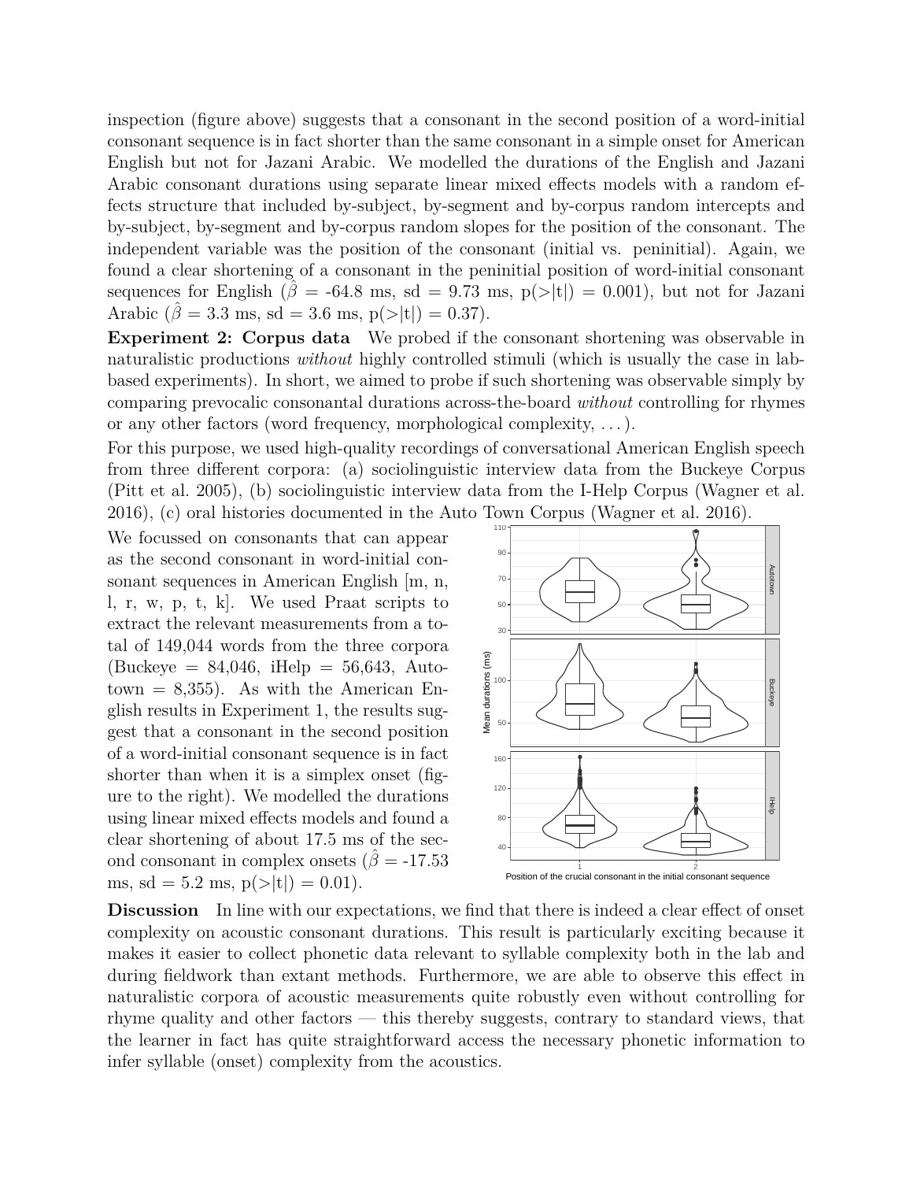inspection (figure above) suggests that a consonant in the second position of a word-initial consonant sequence is in fact shorter than the same consonant in a simple onset for American English but not for Jazani Arabic. We modelled the durations of the English and Jazani Arabic consonant durations using separate linear mixed effects models with a random effects structure that included by-subject, by-segment and by-corpus random intercepts and by-subject, by-segment and by-corpus random slopes for the position of the consonant. The independent variable was the position of the consonant (initial vs. peninitial). Again, we found a clear shortening of a consonant in the peninitial position of word-initial consonant sequences for English ($\hat{\beta}$ = -64.8 ms, sd = 9.73 ms, p(>|t|) = 0.001), but not for Jazani Arabic ($\hat{\beta}$ = 3.3 ms, sd = 3.6 ms, p(>|t|) = 0.37).

**Experiment 2: Corpus data** We probed if the consonant shortening was observable in naturalistic productions *without* highly controlled stimuli (which is usually the case in lab-based experiments). In short, we aimed to probe if such shortening was observable simply by comparing prevocalic consonantal durations across-the-board *without* controlling for rhymes or any other factors (word frequency, morphological complexity, . . . ).

For this purpose, we used high-quality recordings of conversational American English speech from three different corpora: (a) sociolinguistic interview data from the Buckeye Corpus (Pitt et al. 2005), (b) sociolinguistic interview data from the I-Help Corpus (Wagner et al. 2016), (c) oral histories documented in the Auto Town Corpus (Wagner et al. 2016).

We focussed on consonants that can appear as the second consonant in word-initial consonant sequences in American English [m, n, l, r, w, p, t, k]. We used Praat scripts to extract the relevant measurements from a total of 149,044 words from the three corpora (Buckeye = 84,046, iHelp = 56,643, Autotown = 8,355). As with the American English results in Experiment 1, the results suggest that a consonant in the second position of a word-initial consonant sequence is in fact shorter than when it is a simplex onset (figure to the right). We modelled the durations using linear mixed effects models and found a clear shortening of about 17.5 ms of the second consonant in complex onsets ($\hat{\beta}$ = -17.53 ms, sd = 5.2 ms, p(>|t|) = 0.01).

Autotown
Buckeye
iHelp
Mean durations (ms)
110
90
70
50
30
100
50
160
120
80
40
1
2
Position of the crucial consonant in the initial consonant sequence

**Discussion** In line with our expectations, we find that there is indeed a clear effect of onset complexity on acoustic consonant durations. This result is particularly exciting because it makes it easier to collect phonetic data relevant to syllable complexity both in the lab and during fieldwork than extant methods. Furthermore, we are able to observe this effect in naturalistic corpora of acoustic measurements quite robustly even without controlling for rhyme quality and other factors — this thereby suggests, contrary to standard views, that the learner in fact has quite straightforward access the necessary phonetic information to infer syllable (onset) complexity from the acoustics.